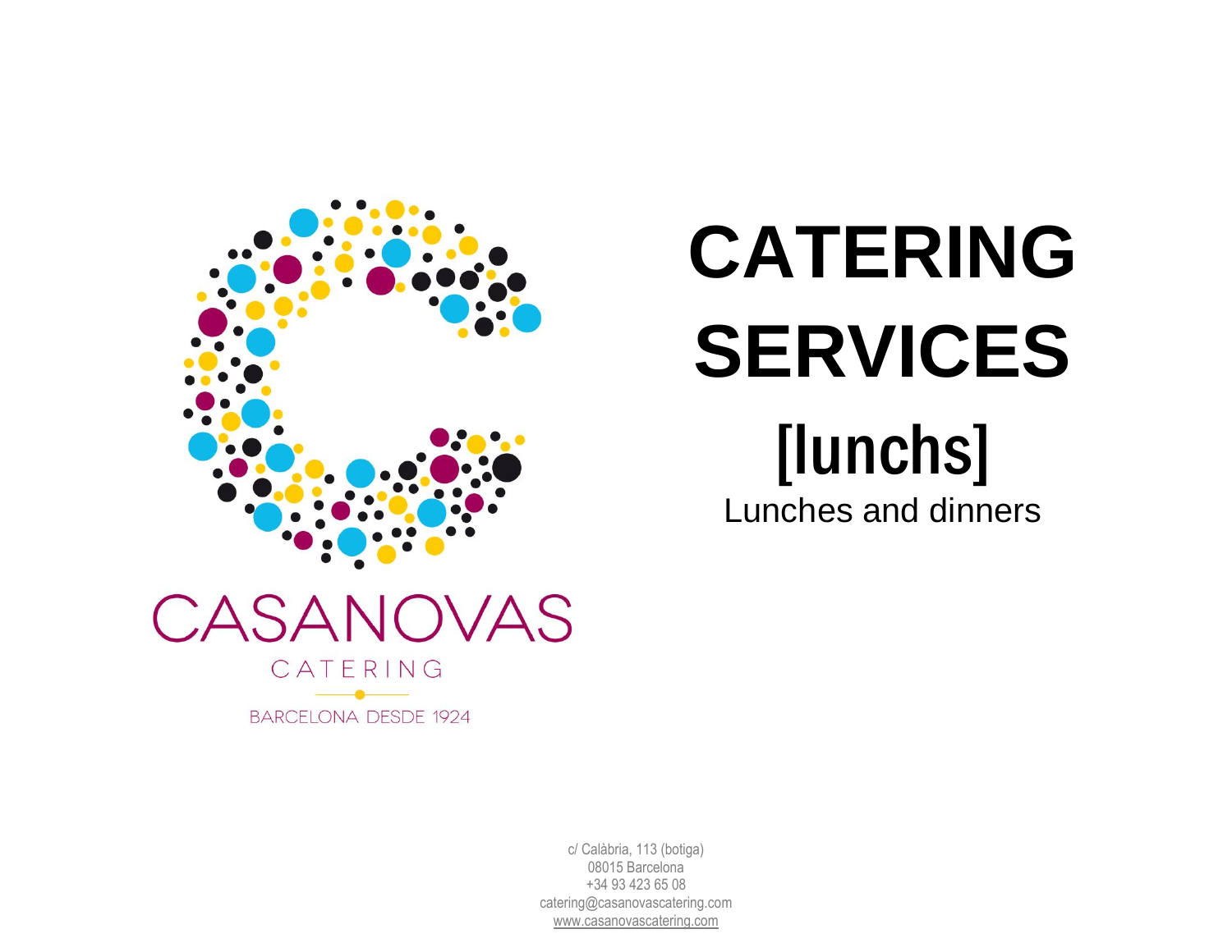CASANOVAS

CATERING

BARCELONA DESDE 1924

# CATERING SERVICES

## [lunchs]

Lunches and dinners

c/ Calàbria, 113 (botiga)
08015 Barcelona
+34 93 423 65 08
catering@casanovascatering.com
www.casanovascatering.com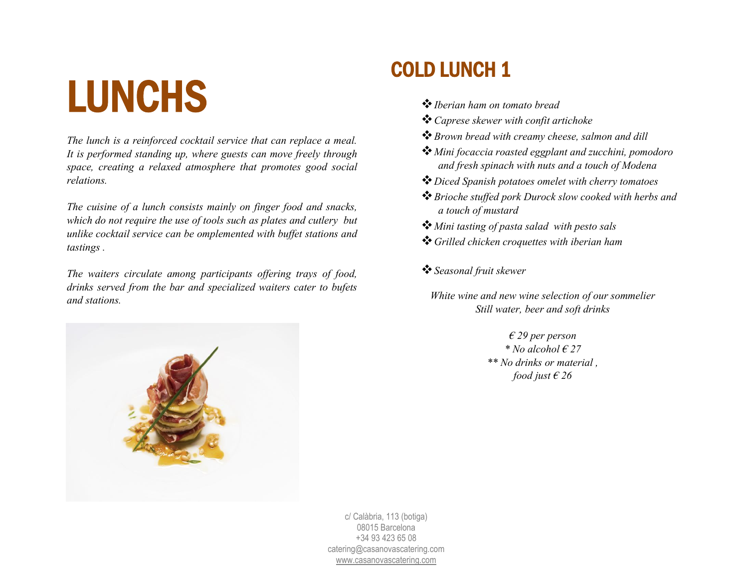# LUNCHS

*The lunch is a reinforced cocktail service that can replace a meal. It is performed standing up, where guests can move freely through space, creating a relaxed atmosphere that promotes good social relations.*

*The cuisine of a lunch consists mainly on finger food and snacks, which do not require the use of tools such as plates and cutlery but unlike cocktail service can be omplemented with buffet stations and tastings .*

*The waiters circulate among participants offering trays of food, drinks served from the bar and specialized waiters cater to bufets and stations.*

## COLD LUNCH 1

- *Iberian ham on tomato bread*
- *Caprese skewer with confit artichoke*
- *Brown bread with creamy cheese, salmon and dill*
- *Mini focaccia roasted eggplant and zucchini, pomodoro and fresh spinach with nuts and a touch of Modena*
- *Diced Spanish potatoes omelet with cherry tomatoes*
- *Brioche stuffed pork Durock slow cooked with herbs and a touch of mustard*
- *Mini tasting of pasta salad with pesto sals*
- *Grilled chicken croquettes with iberian ham*

- *Seasonal fruit skewer*

*White wine and new wine selection of our sommelier*
*Still water, beer and soft drinks*

*€ 29 per person*
*\* No alcohol € 27*
*\*\* No drinks or material ,*
*food just € 26*

c/ Calàbria, 113 (botiga)
08015 Barcelona
+34 93 423 65 08
catering@casanovascatering.com
www.casanovascatering.com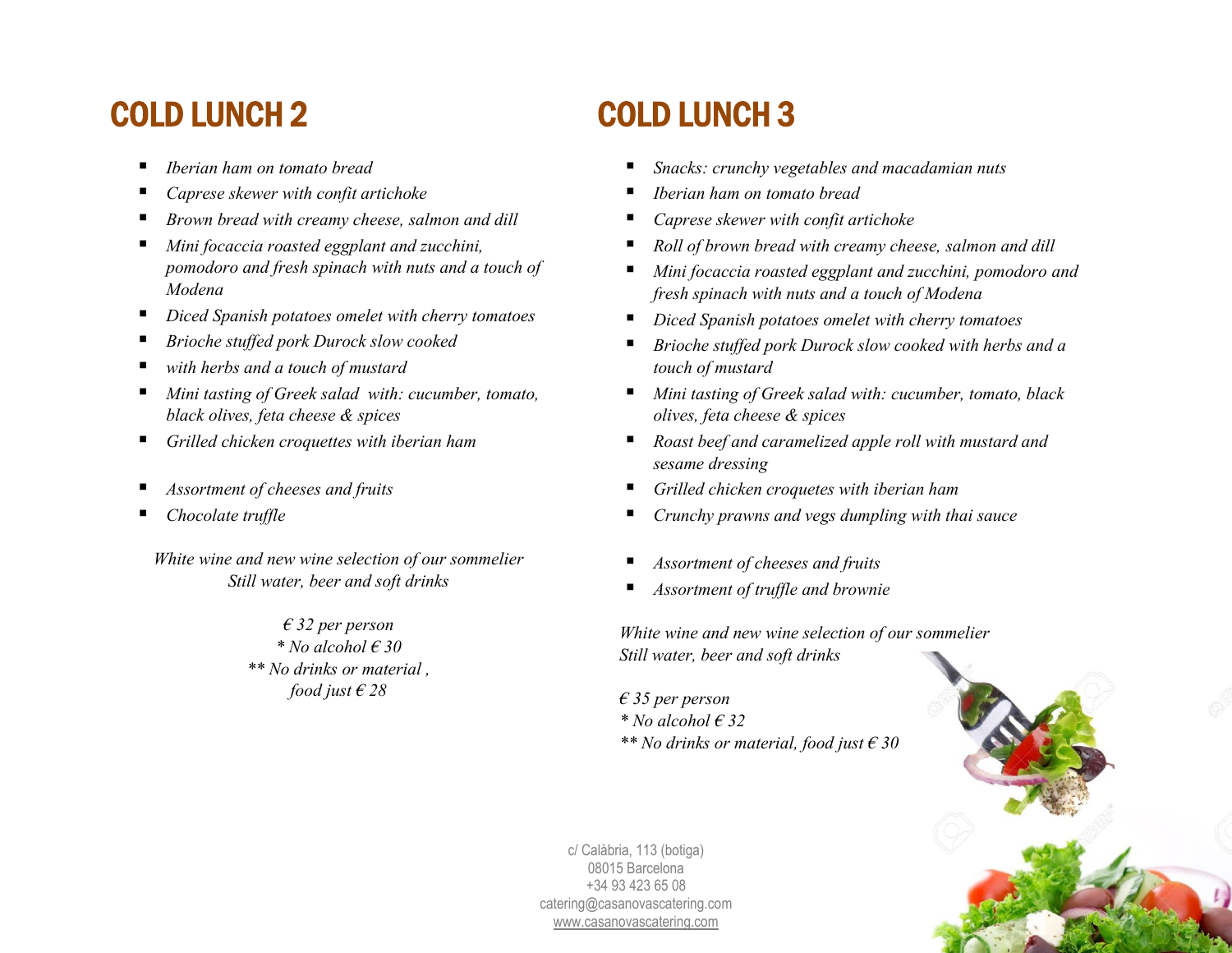# COLD LUNCH 2

- *Iberian ham on tomato bread*
- *Caprese skewer with confit artichoke*
- *Brown bread with creamy cheese, salmon and dill*
- *Mini focaccia roasted eggplant and zucchini, pomodoro and fresh spinach with nuts and a touch of Modena*
- *Diced Spanish potatoes omelet with cherry tomatoes*
- *Brioche stuffed pork Durock slow cooked*
- *with herbs and a touch of mustard*
- *Mini tasting of Greek salad with: cucumber, tomato, black olives, feta cheese & spices*
- *Grilled chicken croquettes with iberian ham*

- *Assortment of cheeses and fruits*
- *Chocolate truffle*

*White wine and new wine selection of our sommelier*
*Still water, beer and soft drinks*

*€ 32 per person*
** No alcohol € 30*
*** No drinks or material , food just € 28*

# COLD LUNCH 3

- *Snacks: crunchy vegetables and macadamian nuts*
- *Iberian ham on tomato bread*
- *Caprese skewer with confit artichoke*
- *Roll of brown bread with creamy cheese, salmon and dill*
- *Mini focaccia roasted eggplant and zucchini, pomodoro and fresh spinach with nuts and a touch of Modena*
- *Diced Spanish potatoes omelet with cherry tomatoes*
- *Brioche stuffed pork Durock slow cooked with herbs and a touch of mustard*
- *Mini tasting of Greek salad with: cucumber, tomato, black olives, feta cheese & spices*
- *Roast beef and caramelized apple roll with mustard and sesame dressing*
- *Grilled chicken croquetes with iberian ham*
- *Crunchy prawns and vegs dumpling with thai sauce*

- *Assortment of cheeses and fruits*
- *Assortment of truffle and brownie*

*White wine and new wine selection of our sommelier*
*Still water, beer and soft drinks*

*€ 35 per person*
** No alcohol € 32*
*** No drinks or material, food just € 30*

c/ Calàbria, 113 (botiga)
08015 Barcelona
+34 93 423 65 08
catering@casanovascatering.com
www.casanovascatering.com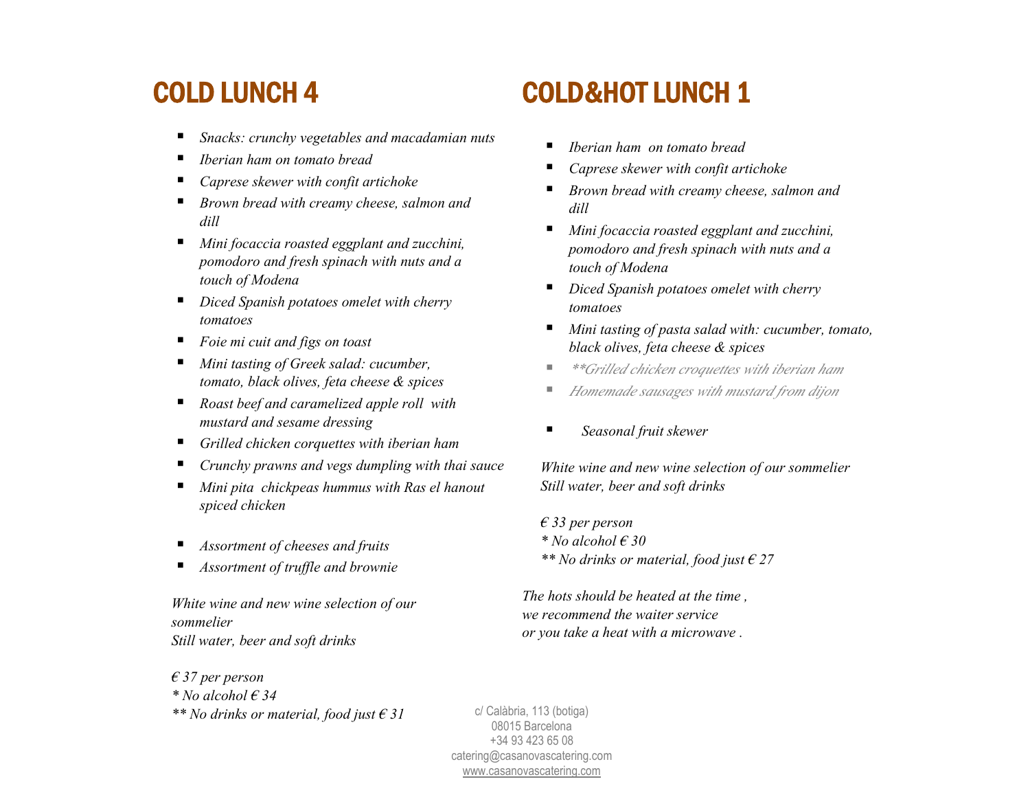## COLD LUNCH 4

- *Snacks: crunchy vegetables and macadamian nuts*
- *Iberian ham on tomato bread*
- *Caprese skewer with confit artichoke*
- *Brown bread with creamy cheese, salmon and dill*
- *Mini focaccia roasted eggplant and zucchini, pomodoro and fresh spinach with nuts and a touch of Modena*
- *Diced Spanish potatoes omelet with cherry tomatoes*
- *Foie mi cuit and figs on toast*
- *Mini tasting of Greek salad: cucumber, tomato, black olives, feta cheese & spices*
- *Roast beef and caramelized apple roll with mustard and sesame dressing*
- *Grilled chicken corquettes with iberian ham*
- *Crunchy prawns and vegs dumpling with thai sauce*
- *Mini pita chickpeas hummus with Ras el hanout spiced chicken*

- *Assortment of cheeses and fruits*
- *Assortment of truffle and brownie*

*White wine and new wine selection of our sommelier*
*Still water, beer and soft drinks*

*€ 37 per person*
*\* No alcohol € 34*
*\*\* No drinks or material, food just € 31*

## COLD&HOT LUNCH 1

- *Iberian ham on tomato bread*
- *Caprese skewer with confit artichoke*
- *Brown bread with creamy cheese, salmon and dill*
- *Mini focaccia roasted eggplant and zucchini, pomodoro and fresh spinach with nuts and a touch of Modena*
- *Diced Spanish potatoes omelet with cherry tomatoes*
- *Mini tasting of pasta salad with: cucumber, tomato, black olives, feta cheese & spices*
- *\*\*Grilled chicken croquettes with iberian ham*
- *Homemade sausages with mustard from dijon*

- *Seasonal fruit skewer*

*White wine and new wine selection of our sommelier*
*Still water, beer and soft drinks*

*€ 33 per person*
*\* No alcohol € 30*
*\*\* No drinks or material, food just € 27*

*The hots should be heated at the time , we recommend the waiter service or you take a heat with a microwave .*

c/ Calàbria, 113 (botiga)
08015 Barcelona
+34 93 423 65 08
catering@casanovascatering.com
www.casanovascatering.com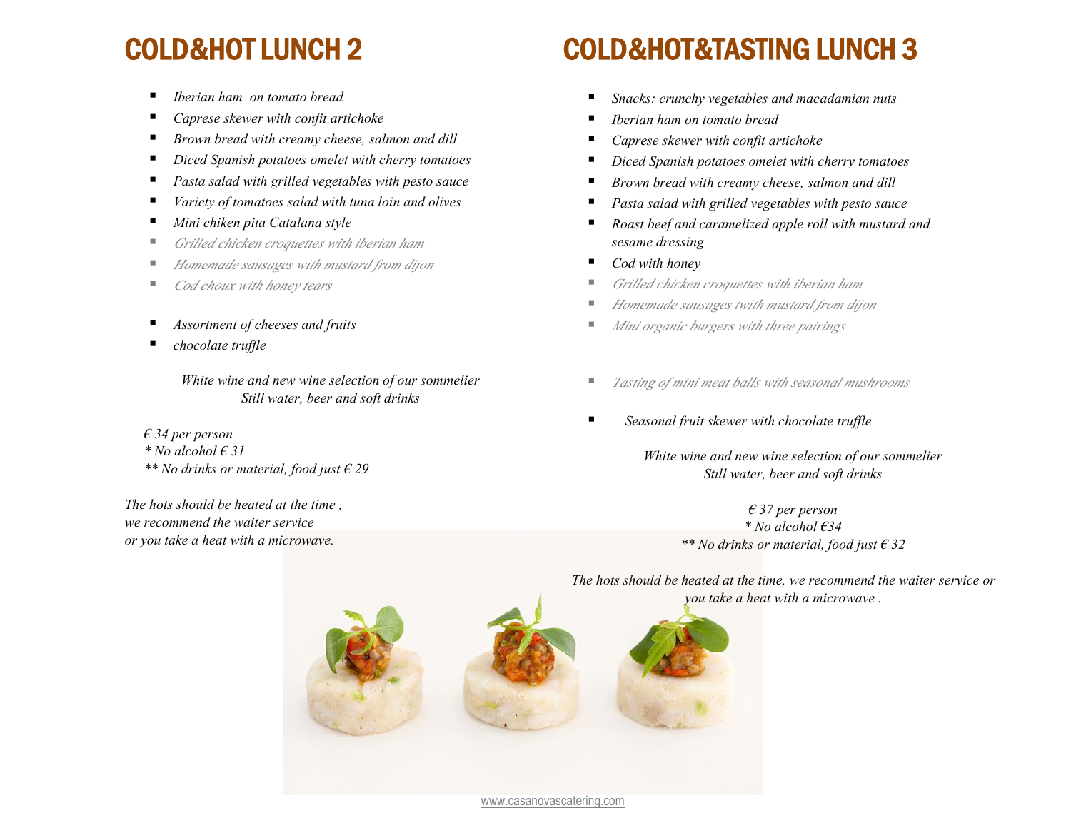# COLD&HOT LUNCH 2

- *Iberian ham on tomato bread*
- *Caprese skewer with confit artichoke*
- *Brown bread with creamy cheese, salmon and dill*
- *Diced Spanish potatoes omelet with cherry tomatoes*
- *Pasta salad with grilled vegetables with pesto sauce*
- *Variety of tomatoes salad with tuna loin and olives*
- *Mini chiken pita Catalana style*
- *Grilled chicken croquettes with iberian ham*
- *Homemade sausages with mustard from dijon*
- *Cod choux with honey tears*

- *Assortment of cheeses and fruits*
- *chocolate truffle*

*White wine and new wine selection of our sommelier*
*Still water, beer and soft drinks*

*€ 34 per person*
** No alcohol € 31*
*** No drinks or material, food just € 29*

*The hots should be heated at the time , we recommend the waiter service or you take a heat with a microwave.*

# COLD&HOT&TASTING LUNCH 3

- *Snacks: crunchy vegetables and macadamian nuts*
- *Iberian ham on tomato bread*
- *Caprese skewer with confit artichoke*
- *Diced Spanish potatoes omelet with cherry tomatoes*
- *Brown bread with creamy cheese, salmon and dill*
- *Pasta salad with grilled vegetables with pesto sauce*
- *Roast beef and caramelized apple roll with mustard and sesame dressing*
- *Cod with honey*
- *Grilled chicken croquettes with iberian ham*
- *Homemade sausages twith mustard from dijon*
- *Mini organic burgers with three pairings*

- *Tasting of mini meat balls with seasonal mushrooms*

- *Seasonal fruit skewer with chocolate truffle*

*White wine and new wine selection of our sommelier*
*Still water, beer and soft drinks*

*€ 37 per person*
** No alcohol €34*
*** No drinks or material, food just € 32*

*The hots should be heated at the time, we recommend the waiter service or you take a heat with a microwave .*

www.casanovascatering.com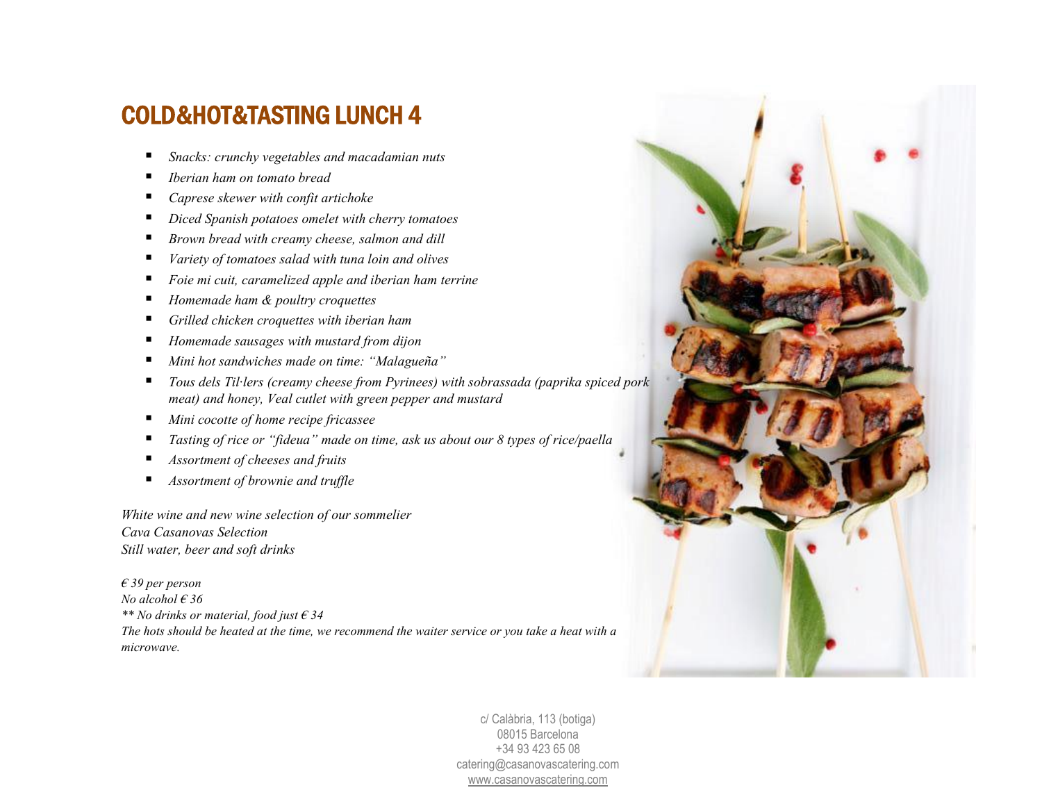# COLD&HOT&TASTING LUNCH 4

- *Snacks: crunchy vegetables and macadamian nuts*
- *Iberian ham on tomato bread*
- *Caprese skewer with confit artichoke*
- *Diced Spanish potatoes omelet with cherry tomatoes*
- *Brown bread with creamy cheese, salmon and dill*
- *Variety of tomatoes salad with tuna loin and olives*
- *Foie mi cuit, caramelized apple and iberian ham terrine*
- *Homemade ham & poultry croquettes*
- *Grilled chicken croquettes with iberian ham*
- *Homemade sausages with mustard from dijon*
- *Mini hot sandwiches made on time: "Malagueña"*
- *Tous dels Til·lers (creamy cheese from Pyrinees) with sobrassada (paprika spiced pork meat) and honey, Veal cutlet with green pepper and mustard*
- *Mini cocotte of home recipe fricassee*
- *Tasting of rice or "fideua" made on time, ask us about our 8 types of rice/paella*
- *Assortment of cheeses and fruits*
- *Assortment of brownie and truffle*

*White wine and new wine selection of our sommelier*
*Cava Casanovas Selection*
*Still water, beer and soft drinks*

*€ 39 per person*
*No alcohol € 36*
*** No drinks or material, food just € 34*
*The hots should be heated at the time, we recommend the waiter service or you take a heat with a microwave.*

c/ Calàbria, 113 (botiga)
08015 Barcelona
+34 93 423 65 08
catering@casanovascatering.com
www.casanovascatering.com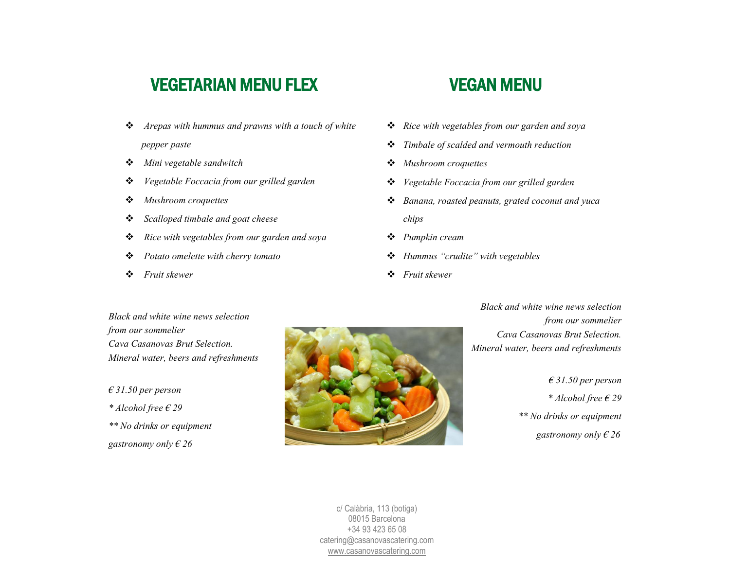## VEGETARIAN MENU FLEX

- *Arepas with hummus and prawns with a touch of white pepper paste*
- *Mini vegetable sandwitch*
- *Vegetable Foccacia from our grilled garden*
- *Mushroom croquettes*
- *Scalloped timbale and goat cheese*
- *Rice with vegetables from our garden and soya*
- *Potato omelette with cherry tomato*
- *Fruit skewer*

*Black and white wine news selection*
*from our sommelier*
*Cava Casanovas Brut Selection.*
*Mineral water, beers and refreshments*

*€ 31.50 per person*

** Alcohol free € 29*

*** No drinks or equipment gastronomy only € 26*

## VEGAN MENU

- *Rice with vegetables from our garden and soya*
- *Timbale of scalded and vermouth reduction*
- *Mushroom croquettes*
- *Vegetable Foccacia from our grilled garden*
- *Banana, roasted peanuts, grated coconut and yuca chips*
- *Pumpkin cream*
- *Hummus "crudite" with vegetables*
- *Fruit skewer*

*Black and white wine news selection*
*from our sommelier*
*Cava Casanovas Brut Selection.*
*Mineral water, beers and refreshments*

*€ 31.50 per person*

** Alcohol free € 29*

*** No drinks or equipment gastronomy only € 26*

c/ Calàbria, 113 (botiga)
08015 Barcelona
+34 93 423 65 08
catering@casanovascatering.com
www.casanovascatering.com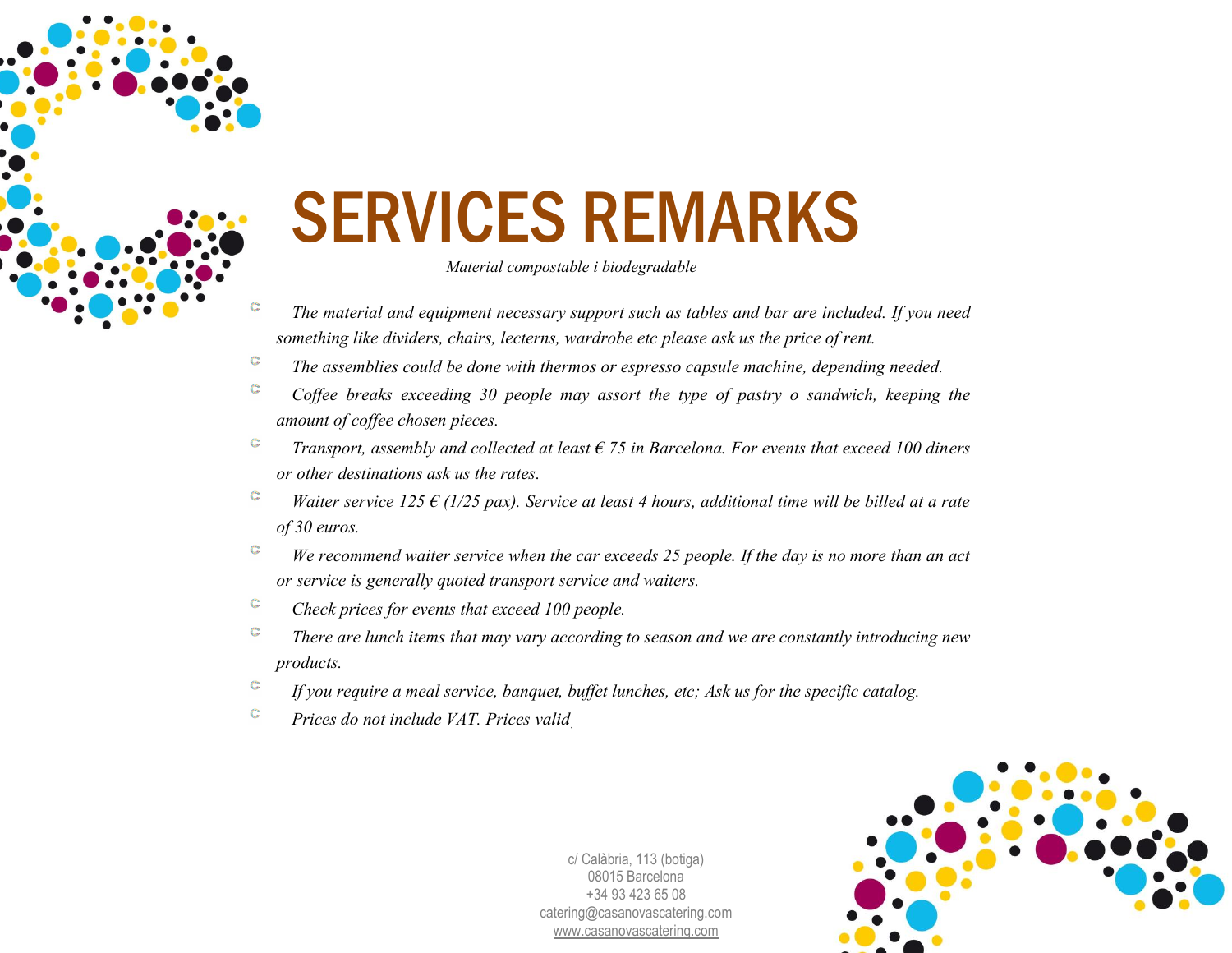# SERVICES REMARKS

*Material compostable i biodegradable*

- *The material and equipment necessary support such as tables and bar are included. If you need something like dividers, chairs, lecterns, wardrobe etc please ask us the price of rent.*
- *The assemblies could be done with thermos or espresso capsule machine, depending needed.*
- *Coffee breaks exceeding 30 people may assort the type of pastry o sandwich, keeping the amount of coffee chosen pieces.*
- *Transport, assembly and collected at least € 75 in Barcelona. For events that exceed 100 diners or other destinations ask us the rates.*
- *Waiter service 125 € (1/25 pax). Service at least 4 hours, additional time will be billed at a rate of 30 euros.*
- *We recommend waiter service when the car exceeds 25 people. If the day is no more than an act or service is generally quoted transport service and waiters.*
- *Check prices for events that exceed 100 people.*
- *There are lunch items that may vary according to season and we are constantly introducing new products.*
- *If you require a meal service, banquet, buffet lunches, etc; Ask us for the specific catalog.*
- *Prices do not include VAT. Prices valid*

c/ Calàbria, 113 (botiga)
08015 Barcelona
+34 93 423 65 08
catering@casanovascatering.com
www.casanovascatering.com